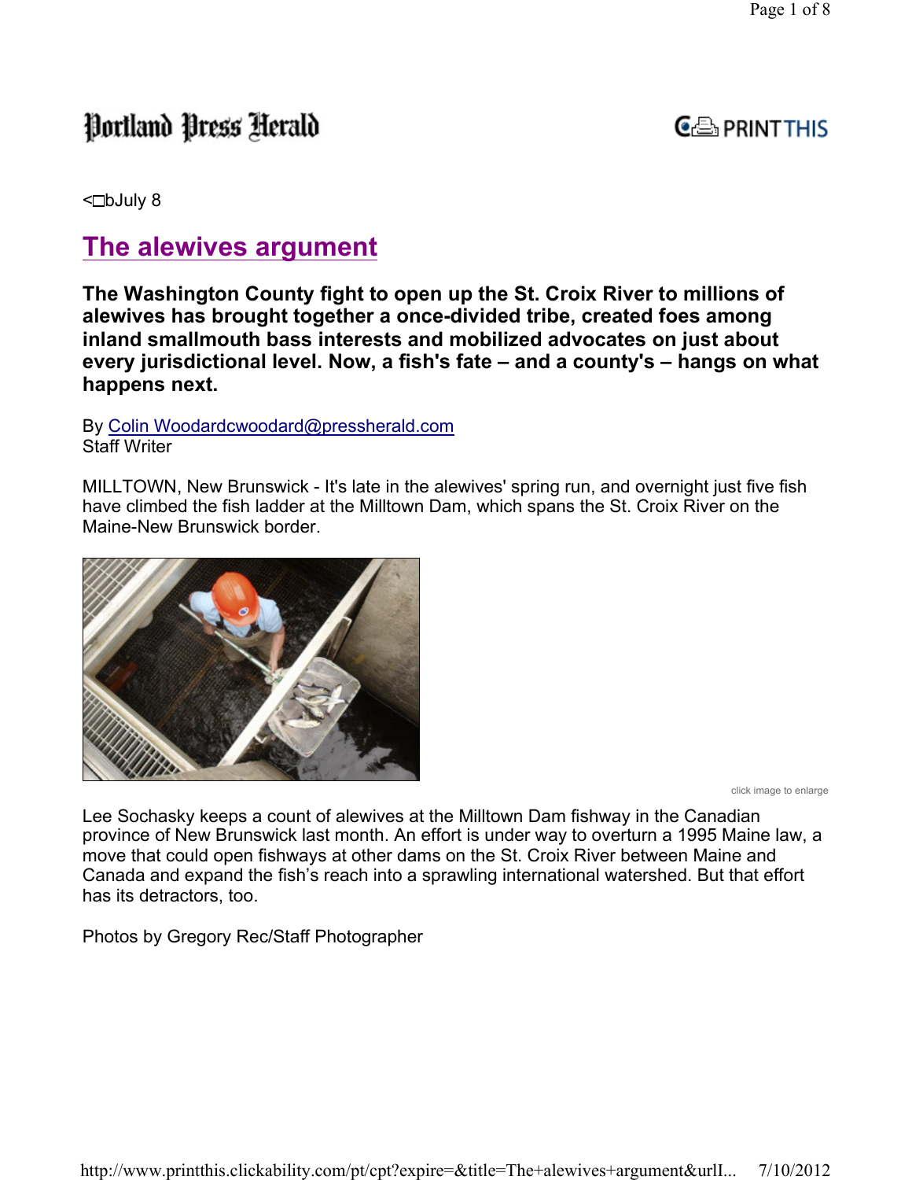Portland Press Herald

<bJuly 8

# The alewives argument

**The Washington County fight to open up the St. Croix River to millions of alewives has brought together a once-divided tribe, created foes among inland smallmouth bass interests and mobilized advocates on just about every jurisdictional level. Now, a fish's fate – and a county's – hangs on what happens next.**

By Colin Woodardcwoodard@pressherald.com
Staff Writer

MILLTOWN, New Brunswick - It's late in the alewives' spring run, and overnight just five fish have climbed the fish ladder at the Milltown Dam, which spans the St. Croix River on the Maine-New Brunswick border.

click image to enlarge

Lee Sochasky keeps a count of alewives at the Milltown Dam fishway in the Canadian province of New Brunswick last month. An effort is under way to overturn a 1995 Maine law, a move that could open fishways at other dams on the St. Croix River between Maine and Canada and expand the fish's reach into a sprawling international watershed. But that effort has its detractors, too.

Photos by Gregory Rec/Staff Photographer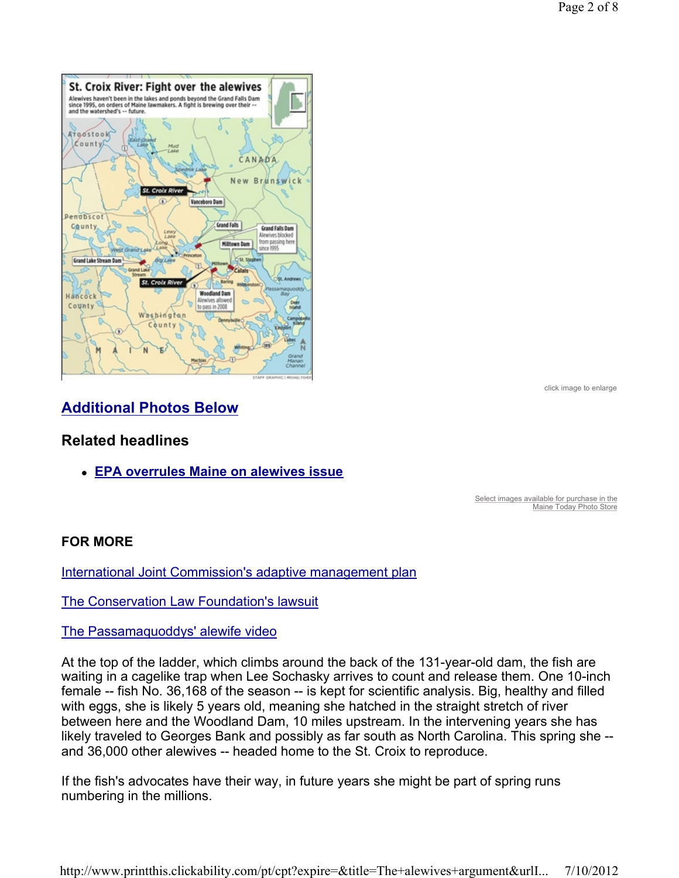St. Croix River: Fight over the alewives

Alewives haven't been in the lakes and ponds beyond the Grand Falls Dam since 1995, on orders of Maine lawmakers. A fight is brewing over their -- and the watershed's -- future.

click image to enlarge

## Additional Photos Below

### Related headlines

- **EPA overrules Maine on alewives issue**

Select images available for purchase in the Maine Today Photo Store

**FOR MORE**

International Joint Commission's adaptive management plan

The Conservation Law Foundation's lawsuit

The Passamaquoddys' alewife video

At the top of the ladder, which climbs around the back of the 131-year-old dam, the fish are waiting in a cagelike trap when Lee Sochasky arrives to count and release them. One 10-inch female -- fish No. 36,168 of the season -- is kept for scientific analysis. Big, healthy and filled with eggs, she is likely 5 years old, meaning she hatched in the straight stretch of river between here and the Woodland Dam, 10 miles upstream. In the intervening years she has likely traveled to Georges Bank and possibly as far south as North Carolina. This spring she -- and 36,000 other alewives -- headed home to the St. Croix to reproduce.

If the fish's advocates have their way, in future years she might be part of spring runs numbering in the millions.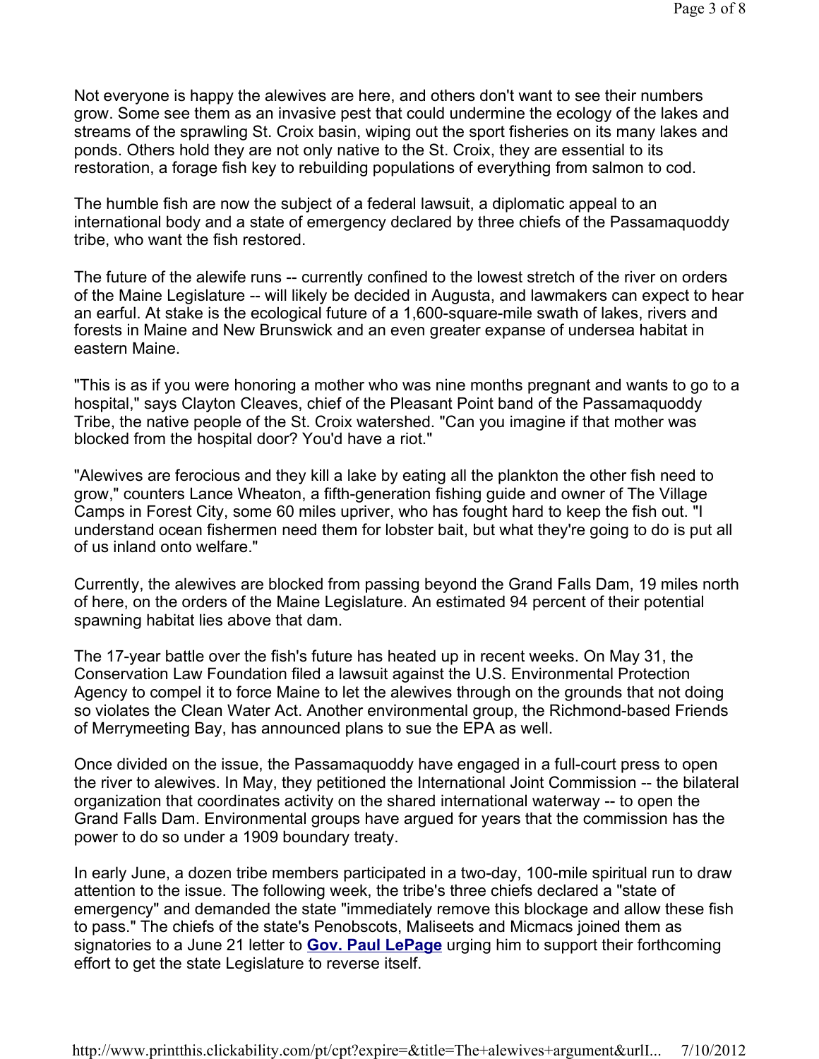Not everyone is happy the alewives are here, and others don't want to see their numbers grow. Some see them as an invasive pest that could undermine the ecology of the lakes and streams of the sprawling St. Croix basin, wiping out the sport fisheries on its many lakes and ponds. Others hold they are not only native to the St. Croix, they are essential to its restoration, a forage fish key to rebuilding populations of everything from salmon to cod.

The humble fish are now the subject of a federal lawsuit, a diplomatic appeal to an international body and a state of emergency declared by three chiefs of the Passamaquoddy tribe, who want the fish restored.

The future of the alewife runs -- currently confined to the lowest stretch of the river on orders of the Maine Legislature -- will likely be decided in Augusta, and lawmakers can expect to hear an earful. At stake is the ecological future of a 1,600-square-mile swath of lakes, rivers and forests in Maine and New Brunswick and an even greater expanse of undersea habitat in eastern Maine.

"This is as if you were honoring a mother who was nine months pregnant and wants to go to a hospital," says Clayton Cleaves, chief of the Pleasant Point band of the Passamaquoddy Tribe, the native people of the St. Croix watershed. "Can you imagine if that mother was blocked from the hospital door? You'd have a riot."

"Alewives are ferocious and they kill a lake by eating all the plankton the other fish need to grow," counters Lance Wheaton, a fifth-generation fishing guide and owner of The Village Camps in Forest City, some 60 miles upriver, who has fought hard to keep the fish out. "I understand ocean fishermen need them for lobster bait, but what they're going to do is put all of us inland onto welfare."

Currently, the alewives are blocked from passing beyond the Grand Falls Dam, 19 miles north of here, on the orders of the Maine Legislature. An estimated 94 percent of their potential spawning habitat lies above that dam.

The 17-year battle over the fish's future has heated up in recent weeks. On May 31, the Conservation Law Foundation filed a lawsuit against the U.S. Environmental Protection Agency to compel it to force Maine to let the alewives through on the grounds that not doing so violates the Clean Water Act. Another environmental group, the Richmond-based Friends of Merrymeeting Bay, has announced plans to sue the EPA as well.

Once divided on the issue, the Passamaquoddy have engaged in a full-court press to open the river to alewives. In May, they petitioned the International Joint Commission -- the bilateral organization that coordinates activity on the shared international waterway -- to open the Grand Falls Dam. Environmental groups have argued for years that the commission has the power to do so under a 1909 boundary treaty.

In early June, a dozen tribe members participated in a two-day, 100-mile spiritual run to draw attention to the issue. The following week, the tribe's three chiefs declared a "state of emergency" and demanded the state "immediately remove this blockage and allow these fish to pass." The chiefs of the state's Penobscots, Maliseets and Micmacs joined them as signatories to a June 21 letter to **Gov. Paul LePage** urging him to support their forthcoming effort to get the state Legislature to reverse itself.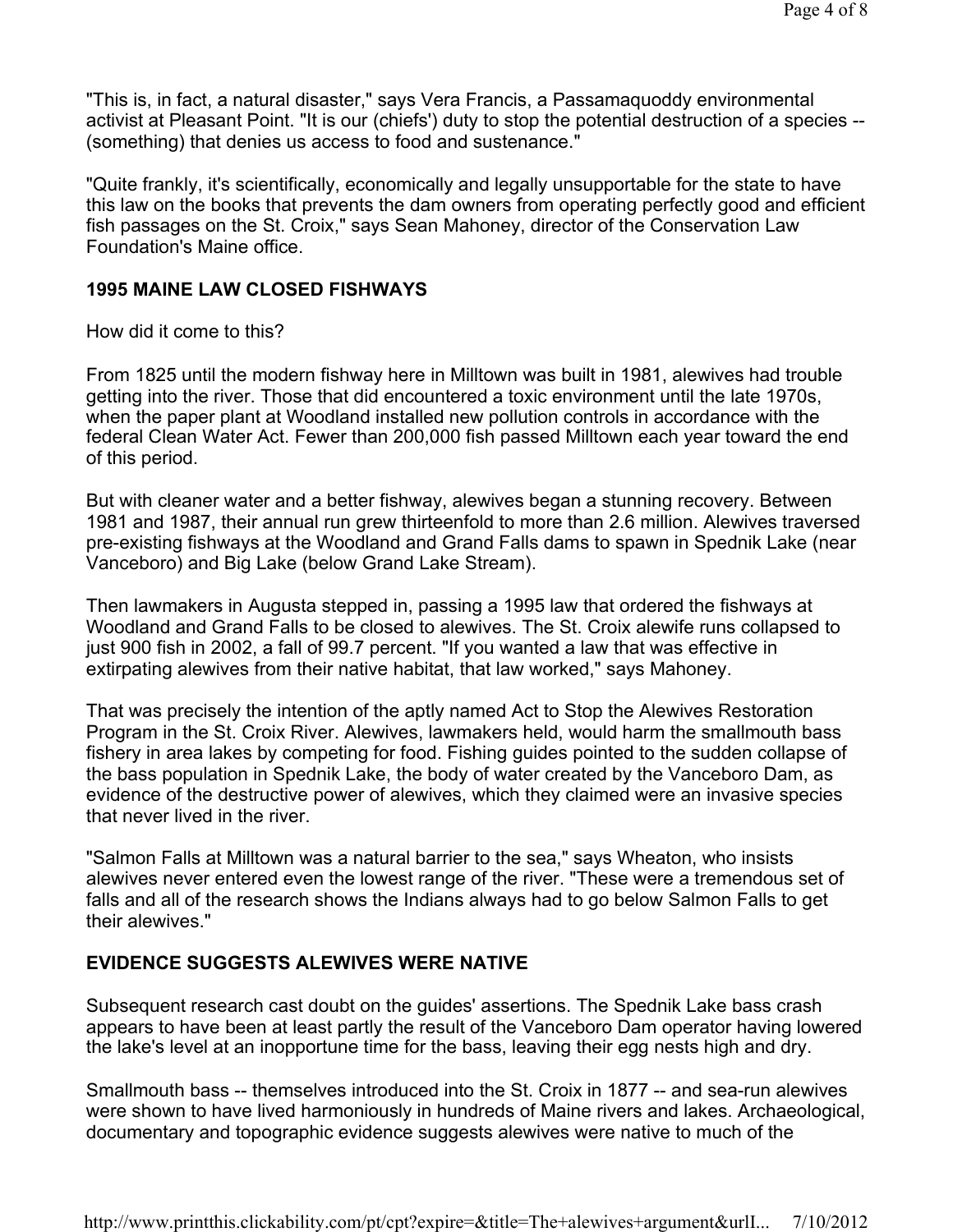"This is, in fact, a natural disaster," says Vera Francis, a Passamaquoddy environmental activist at Pleasant Point. "It is our (chiefs') duty to stop the potential destruction of a species -- (something) that denies us access to food and sustenance."

"Quite frankly, it's scientifically, economically and legally unsupportable for the state to have this law on the books that prevents the dam owners from operating perfectly good and efficient fish passages on the St. Croix," says Sean Mahoney, director of the Conservation Law Foundation's Maine office.

**1995 MAINE LAW CLOSED FISHWAYS**

How did it come to this?

From 1825 until the modern fishway here in Milltown was built in 1981, alewives had trouble getting into the river. Those that did encountered a toxic environment until the late 1970s, when the paper plant at Woodland installed new pollution controls in accordance with the federal Clean Water Act. Fewer than 200,000 fish passed Milltown each year toward the end of this period.

But with cleaner water and a better fishway, alewives began a stunning recovery. Between 1981 and 1987, their annual run grew thirteenfold to more than 2.6 million. Alewives traversed pre-existing fishways at the Woodland and Grand Falls dams to spawn in Spednik Lake (near Vanceboro) and Big Lake (below Grand Lake Stream).

Then lawmakers in Augusta stepped in, passing a 1995 law that ordered the fishways at Woodland and Grand Falls to be closed to alewives. The St. Croix alewife runs collapsed to just 900 fish in 2002, a fall of 99.7 percent. "If you wanted a law that was effective in extirpating alewives from their native habitat, that law worked," says Mahoney.

That was precisely the intention of the aptly named Act to Stop the Alewives Restoration Program in the St. Croix River. Alewives, lawmakers held, would harm the smallmouth bass fishery in area lakes by competing for food. Fishing guides pointed to the sudden collapse of the bass population in Spednik Lake, the body of water created by the Vanceboro Dam, as evidence of the destructive power of alewives, which they claimed were an invasive species that never lived in the river.

"Salmon Falls at Milltown was a natural barrier to the sea," says Wheaton, who insists alewives never entered even the lowest range of the river. "These were a tremendous set of falls and all of the research shows the Indians always had to go below Salmon Falls to get their alewives."

**EVIDENCE SUGGESTS ALEWIVES WERE NATIVE**

Subsequent research cast doubt on the guides' assertions. The Spednik Lake bass crash appears to have been at least partly the result of the Vanceboro Dam operator having lowered the lake's level at an inopportune time for the bass, leaving their egg nests high and dry.

Smallmouth bass -- themselves introduced into the St. Croix in 1877 -- and sea-run alewives were shown to have lived harmoniously in hundreds of Maine rivers and lakes. Archaeological, documentary and topographic evidence suggests alewives were native to much of the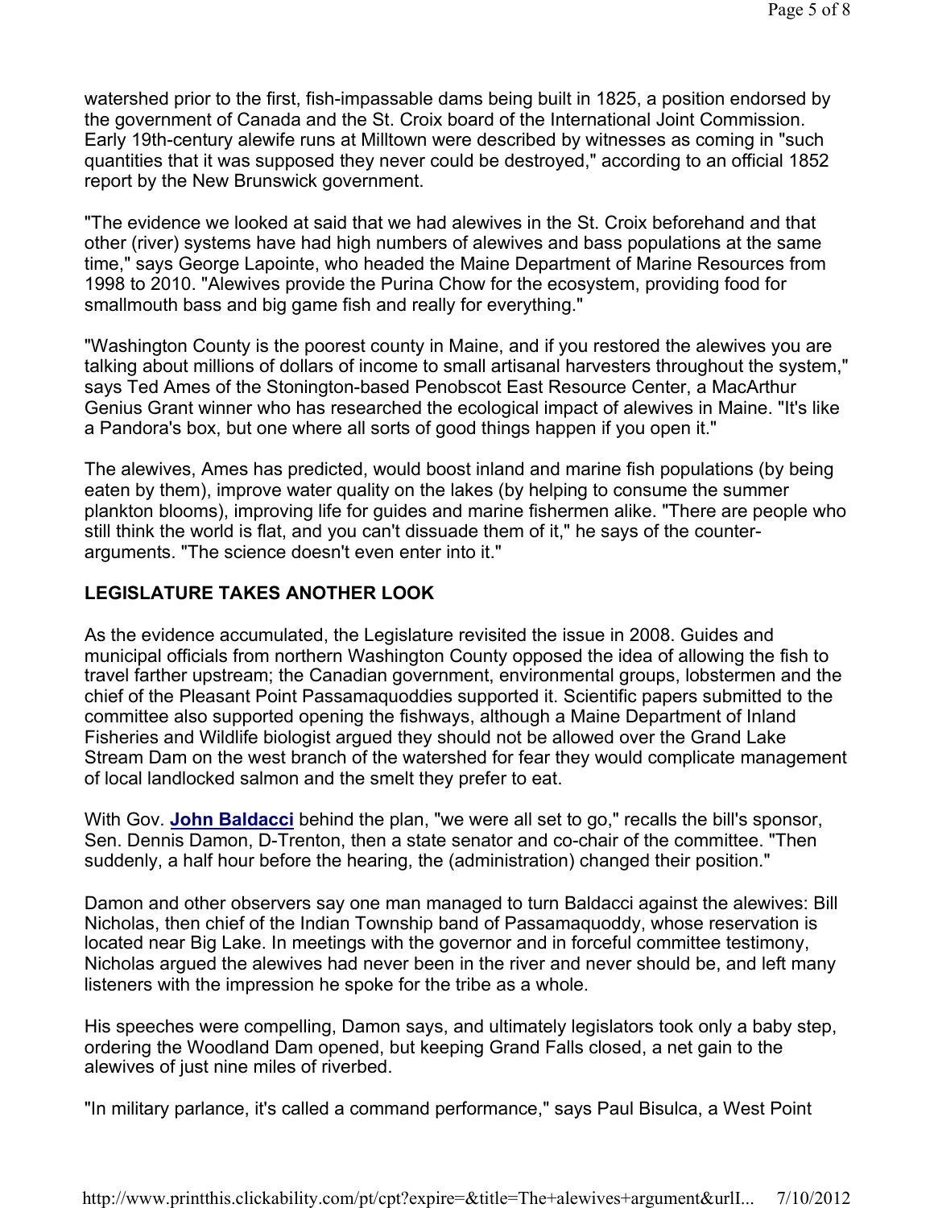watershed prior to the first, fish-impassable dams being built in 1825, a position endorsed by the government of Canada and the St. Croix board of the International Joint Commission. Early 19th-century alewife runs at Milltown were described by witnesses as coming in "such quantities that it was supposed they never could be destroyed," according to an official 1852 report by the New Brunswick government.

"The evidence we looked at said that we had alewives in the St. Croix beforehand and that other (river) systems have had high numbers of alewives and bass populations at the same time," says George Lapointe, who headed the Maine Department of Marine Resources from 1998 to 2010. "Alewives provide the Purina Chow for the ecosystem, providing food for smallmouth bass and big game fish and really for everything."

"Washington County is the poorest county in Maine, and if you restored the alewives you are talking about millions of dollars of income to small artisanal harvesters throughout the system," says Ted Ames of the Stonington-based Penobscot East Resource Center, a MacArthur Genius Grant winner who has researched the ecological impact of alewives in Maine. "It's like a Pandora's box, but one where all sorts of good things happen if you open it."

The alewives, Ames has predicted, would boost inland and marine fish populations (by being eaten by them), improve water quality on the lakes (by helping to consume the summer plankton blooms), improving life for guides and marine fishermen alike. "There are people who still think the world is flat, and you can't dissuade them of it," he says of the counter-arguments. "The science doesn't even enter into it."

**LEGISLATURE TAKES ANOTHER LOOK**

As the evidence accumulated, the Legislature revisited the issue in 2008. Guides and municipal officials from northern Washington County opposed the idea of allowing the fish to travel farther upstream; the Canadian government, environmental groups, lobstermen and the chief of the Pleasant Point Passamaquoddies supported it. Scientific papers submitted to the committee also supported opening the fishways, although a Maine Department of Inland Fisheries and Wildlife biologist argued they should not be allowed over the Grand Lake Stream Dam on the west branch of the watershed for fear they would complicate management of local landlocked salmon and the smelt they prefer to eat.

With Gov. **John Baldacci** behind the plan, "we were all set to go," recalls the bill's sponsor, Sen. Dennis Damon, D-Trenton, then a state senator and co-chair of the committee. "Then suddenly, a half hour before the hearing, the (administration) changed their position."

Damon and other observers say one man managed to turn Baldacci against the alewives: Bill Nicholas, then chief of the Indian Township band of Passamaquoddy, whose reservation is located near Big Lake. In meetings with the governor and in forceful committee testimony, Nicholas argued the alewives had never been in the river and never should be, and left many listeners with the impression he spoke for the tribe as a whole.

His speeches were compelling, Damon says, and ultimately legislators took only a baby step, ordering the Woodland Dam opened, but keeping Grand Falls closed, a net gain to the alewives of just nine miles of riverbed.

"In military parlance, it's called a command performance," says Paul Bisulca, a West Point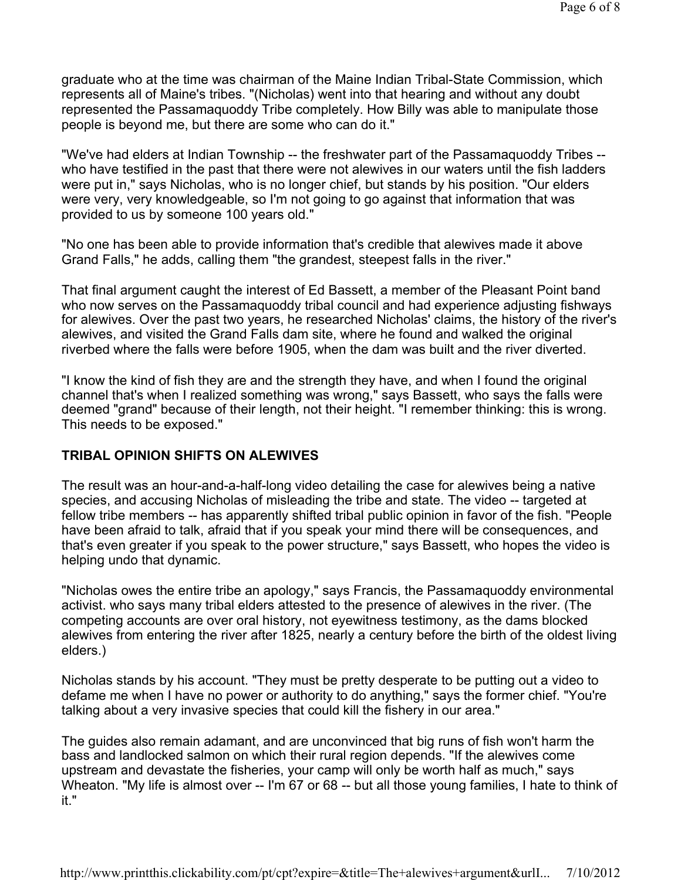graduate who at the time was chairman of the Maine Indian Tribal-State Commission, which represents all of Maine's tribes. "(Nicholas) went into that hearing and without any doubt represented the Passamaquoddy Tribe completely. How Billy was able to manipulate those people is beyond me, but there are some who can do it."

"We've had elders at Indian Township -- the freshwater part of the Passamaquoddy Tribes -- who have testified in the past that there were not alewives in our waters until the fish ladders were put in," says Nicholas, who is no longer chief, but stands by his position. "Our elders were very, very knowledgeable, so I'm not going to go against that information that was provided to us by someone 100 years old."

"No one has been able to provide information that's credible that alewives made it above Grand Falls," he adds, calling them "the grandest, steepest falls in the river."

That final argument caught the interest of Ed Bassett, a member of the Pleasant Point band who now serves on the Passamaquoddy tribal council and had experience adjusting fishways for alewives. Over the past two years, he researched Nicholas' claims, the history of the river's alewives, and visited the Grand Falls dam site, where he found and walked the original riverbed where the falls were before 1905, when the dam was built and the river diverted.

"I know the kind of fish they are and the strength they have, and when I found the original channel that's when I realized something was wrong," says Bassett, who says the falls were deemed "grand" because of their length, not their height. "I remember thinking: this is wrong. This needs to be exposed."

## TRIBAL OPINION SHIFTS ON ALEWIVES

The result was an hour-and-a-half-long video detailing the case for alewives being a native species, and accusing Nicholas of misleading the tribe and state. The video -- targeted at fellow tribe members -- has apparently shifted tribal public opinion in favor of the fish. "People have been afraid to talk, afraid that if you speak your mind there will be consequences, and that's even greater if you speak to the power structure," says Bassett, who hopes the video is helping undo that dynamic.

"Nicholas owes the entire tribe an apology," says Francis, the Passamaquoddy environmental activist. who says many tribal elders attested to the presence of alewives in the river. (The competing accounts are over oral history, not eyewitness testimony, as the dams blocked alewives from entering the river after 1825, nearly a century before the birth of the oldest living elders.)

Nicholas stands by his account. "They must be pretty desperate to be putting out a video to defame me when I have no power or authority to do anything," says the former chief. "You're talking about a very invasive species that could kill the fishery in our area."

The guides also remain adamant, and are unconvinced that big runs of fish won't harm the bass and landlocked salmon on which their rural region depends. "If the alewives come upstream and devastate the fisheries, your camp will only be worth half as much," says Wheaton. "My life is almost over -- I'm 67 or 68 -- but all those young families, I hate to think of it."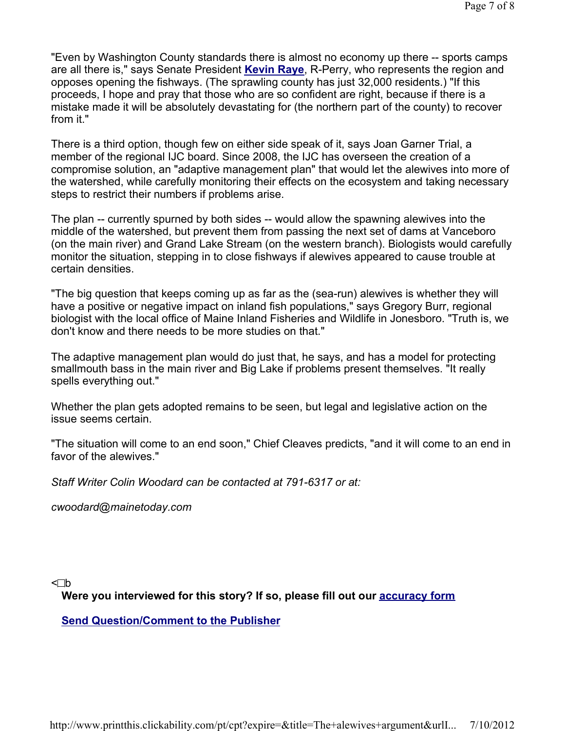"Even by Washington County standards there is almost no economy up there -- sports camps are all there is," says Senate President **Kevin Raye**, R-Perry, who represents the region and opposes opening the fishways. (The sprawling county has just 32,000 residents.) "If this proceeds, I hope and pray that those who are so confident are right, because if there is a mistake made it will be absolutely devastating for (the northern part of the county) to recover from it."

There is a third option, though few on either side speak of it, says Joan Garner Trial, a member of the regional IJC board. Since 2008, the IJC has overseen the creation of a compromise solution, an "adaptive management plan" that would let the alewives into more of the watershed, while carefully monitoring their effects on the ecosystem and taking necessary steps to restrict their numbers if problems arise.

The plan -- currently spurned by both sides -- would allow the spawning alewives into the middle of the watershed, but prevent them from passing the next set of dams at Vanceboro (on the main river) and Grand Lake Stream (on the western branch). Biologists would carefully monitor the situation, stepping in to close fishways if alewives appeared to cause trouble at certain densities.

"The big question that keeps coming up as far as the (sea-run) alewives is whether they will have a positive or negative impact on inland fish populations," says Gregory Burr, regional biologist with the local office of Maine Inland Fisheries and Wildlife in Jonesboro. "Truth is, we don't know and there needs to be more studies on that."

The adaptive management plan would do just that, he says, and has a model for protecting smallmouth bass in the main river and Big Lake if problems present themselves. "It really spells everything out."

Whether the plan gets adopted remains to be seen, but legal and legislative action on the issue seems certain.

"The situation will come to an end soon," Chief Cleaves predicts, "and it will come to an end in favor of the alewives."

*Staff Writer Colin Woodard can be contacted at 791-6317 or at:*

*cwoodard@mainetoday.com*

<□b

**Were you interviewed for this story? If so, please fill out our accuracy form**

**Send Question/Comment to the Publisher**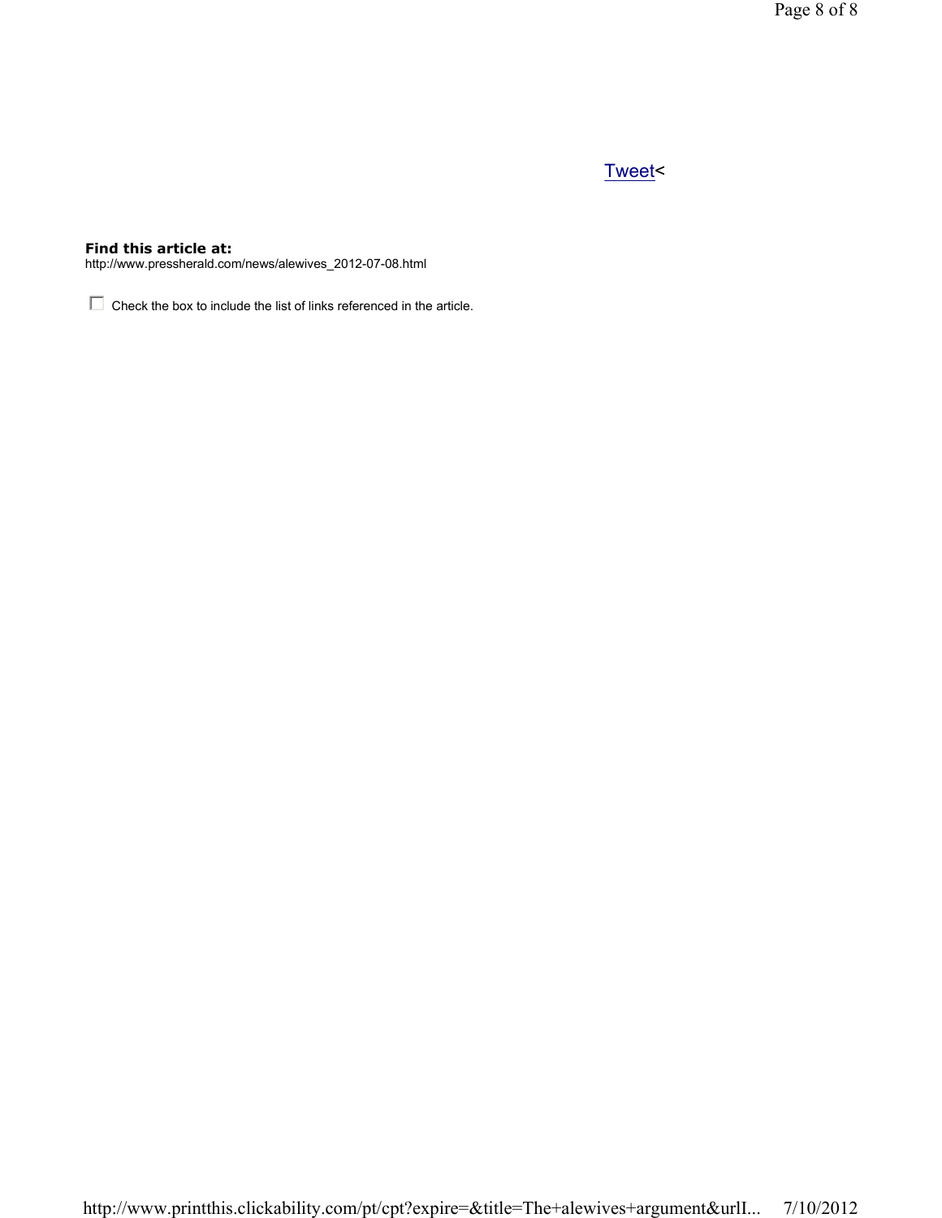Tweet<

**Find this article at:**
http://www.pressherald.com/news/alewives_2012-07-08.html

☐ Check the box to include the list of links referenced in the article.